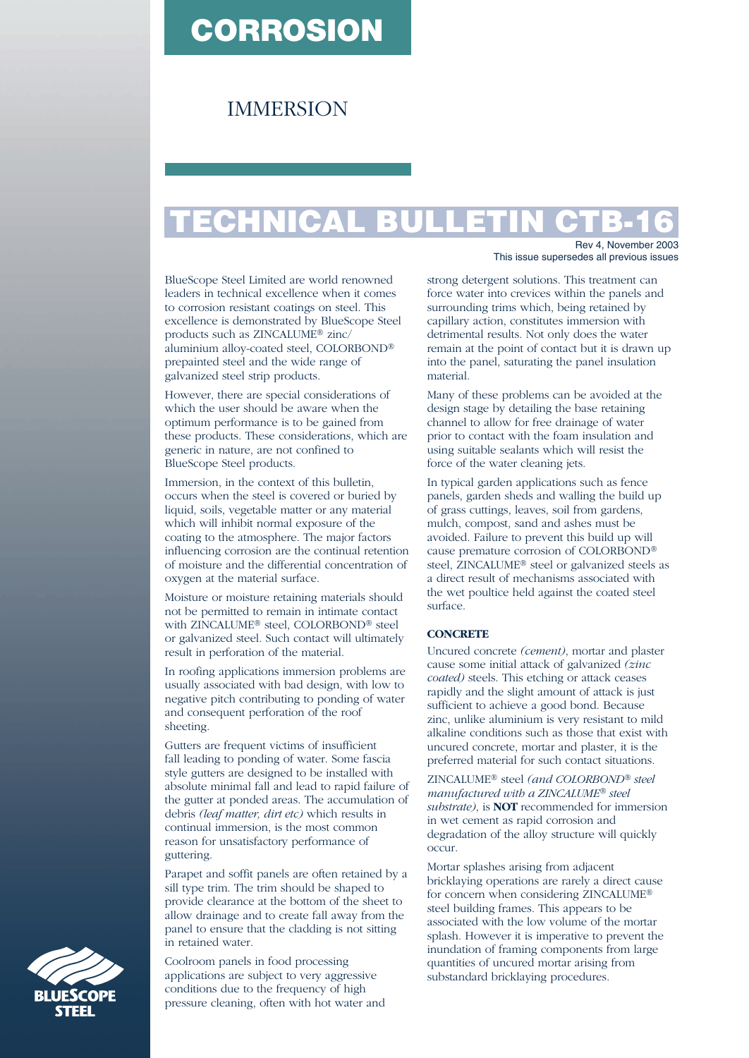# CORROSION

## IMMERSION

# TECHNICAL BULLETIN CTB-16

Rev 4, November 2003
This issue supersedes all previous issues

BlueScope Steel Limited are world renowned leaders in technical excellence when it comes to corrosion resistant coatings on steel. This excellence is demonstrated by BlueScope Steel products such as ZINCALUME® zinc/aluminium alloy-coated steel, COLORBOND® prepainted steel and the wide range of galvanized steel strip products.

However, there are special considerations of which the user should be aware when the optimum performance is to be gained from these products. These considerations, which are generic in nature, are not confined to BlueScope Steel products.

Immersion, in the context of this bulletin, occurs when the steel is covered or buried by liquid, soils, vegetable matter or any material which will inhibit normal exposure of the coating to the atmosphere. The major factors influencing corrosion are the continual retention of moisture and the differential concentration of oxygen at the material surface.

Moisture or moisture retaining materials should not be permitted to remain in intimate contact with ZINCALUME® steel, COLORBOND® steel or galvanized steel. Such contact will ultimately result in perforation of the material.

In roofing applications immersion problems are usually associated with bad design, with low to negative pitch contributing to ponding of water and consequent perforation of the roof sheeting.

Gutters are frequent victims of insufficient fall leading to ponding of water. Some fascia style gutters are designed to be installed with absolute minimal fall and lead to rapid failure of the gutter at ponded areas. The accumulation of debris *(leaf matter, dirt etc)* which results in continual immersion, is the most common reason for unsatisfactory performance of guttering.

Parapet and soffit panels are often retained by a sill type trim. The trim should be shaped to provide clearance at the bottom of the sheet to allow drainage and to create fall away from the panel to ensure that the cladding is not sitting in retained water.

Coolroom panels in food processing applications are subject to very aggressive conditions due to the frequency of high pressure cleaning, often with hot water and strong detergent solutions. This treatment can force water into crevices within the panels and surrounding trims which, being retained by capillary action, constitutes immersion with detrimental results. Not only does the water remain at the point of contact but it is drawn up into the panel, saturating the panel insulation material.

Many of these problems can be avoided at the design stage by detailing the base retaining channel to allow for free drainage of water prior to contact with the foam insulation and using suitable sealants which will resist the force of the water cleaning jets.

In typical garden applications such as fence panels, garden sheds and walling the build up of grass cuttings, leaves, soil from gardens, mulch, compost, sand and ashes must be avoided. Failure to prevent this build up will cause premature corrosion of COLORBOND® steel, ZINCALUME® steel or galvanized steels as a direct result of mechanisms associated with the wet poultice held against the coated steel surface.

### CONCRETE

Uncured concrete *(cement)*, mortar and plaster cause some initial attack of galvanized *(zinc coated)* steels. This etching or attack ceases rapidly and the slight amount of attack is just sufficient to achieve a good bond. Because zinc, unlike aluminium is very resistant to mild alkaline conditions such as those that exist with uncured concrete, mortar and plaster, it is the preferred material for such contact situations.

ZINCALUME® steel *(and COLORBOND® steel manufactured with a ZINCALUME® steel substrate)*, is **NOT** recommended for immersion in wet cement as rapid corrosion and degradation of the alloy structure will quickly occur.

Mortar splashes arising from adjacent bricklaying operations are rarely a direct cause for concern when considering ZINCALUME® steel building frames. This appears to be associated with the low volume of the mortar splash. However it is imperative to prevent the inundation of framing components from large quantities of uncured mortar arising from substandard bricklaying procedures.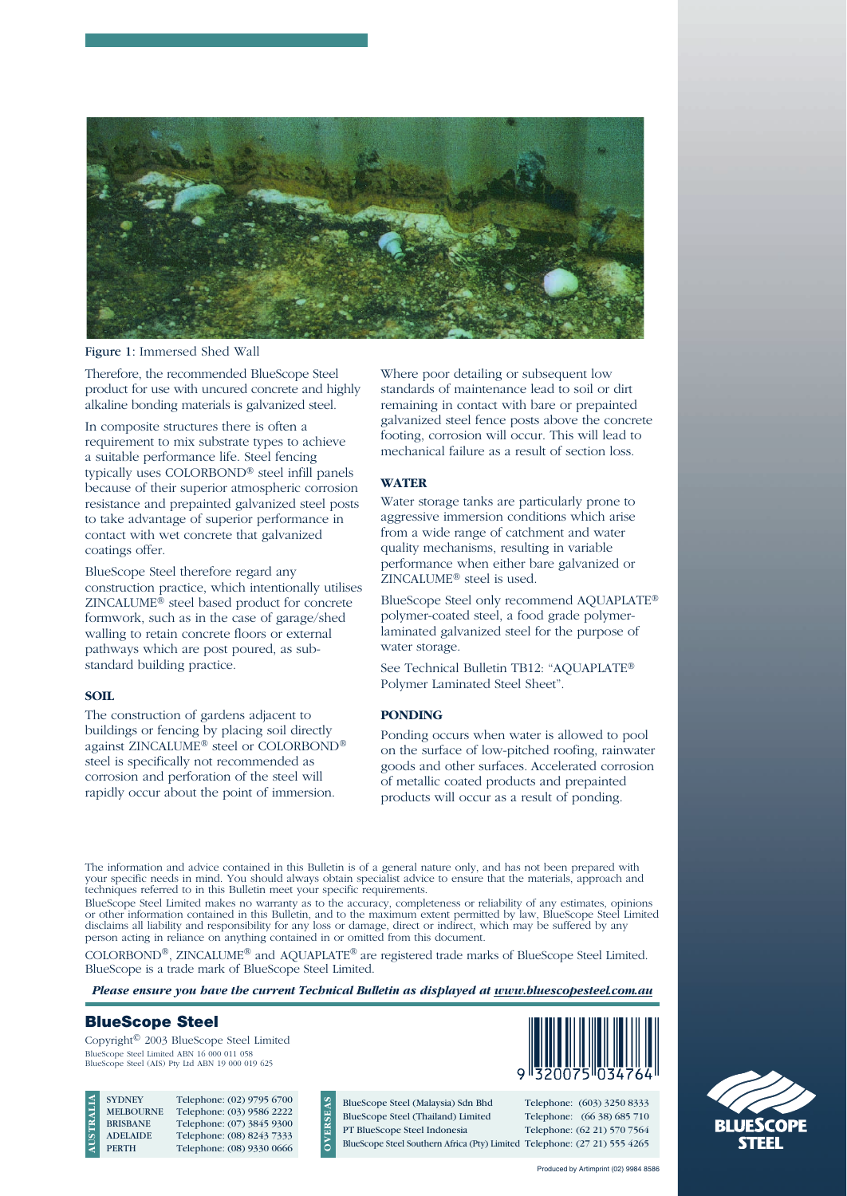Figure 1: Immersed Shed Wall

Therefore, the recommended BlueScope Steel product for use with uncured concrete and highly alkaline bonding materials is galvanized steel.

In composite structures there is often a requirement to mix substrate types to achieve a suitable performance life. Steel fencing typically uses COLORBOND® steel infill panels because of their superior atmospheric corrosion resistance and prepainted galvanized steel posts to take advantage of superior performance in contact with wet concrete that galvanized coatings offer.

BlueScope Steel therefore regard any construction practice, which intentionally utilises ZINCALUME® steel based product for concrete formwork, such as in the case of garage/shed walling to retain concrete floors or external pathways which are post poured, as sub-standard building practice.

### SOIL

The construction of gardens adjacent to buildings or fencing by placing soil directly against ZINCALUME® steel or COLORBOND® steel is specifically not recommended as corrosion and perforation of the steel will rapidly occur about the point of immersion.

Where poor detailing or subsequent low standards of maintenance lead to soil or dirt remaining in contact with bare or prepainted galvanized steel fence posts above the concrete footing, corrosion will occur. This will lead to mechanical failure as a result of section loss.

### WATER

Water storage tanks are particularly prone to aggressive immersion conditions which arise from a wide range of catchment and water quality mechanisms, resulting in variable performance when either bare galvanized or ZINCALUME® steel is used.

BlueScope Steel only recommend AQUAPLATE® polymer-coated steel, a food grade polymer-laminated galvanized steel for the purpose of water storage.

See Technical Bulletin TB12: "AQUAPLATE® Polymer Laminated Steel Sheet".

### PONDING

Ponding occurs when water is allowed to pool on the surface of low-pitched roofing, rainwater goods and other surfaces. Accelerated corrosion of metallic coated products and prepainted products will occur as a result of ponding.

The information and advice contained in this Bulletin is of a general nature only, and has not been prepared with your specific needs in mind. You should always obtain specialist advice to ensure that the materials, approach and techniques referred to in this Bulletin meet your specific requirements.

BlueScope Steel Limited makes no warranty as to the accuracy, completeness or reliability of any estimates, opinions or other information contained in this Bulletin, and to the maximum extent permitted by law, BlueScope Steel Limited disclaims all liability and responsibility for any loss or damage, direct or indirect, which may be suffered by any person acting in reliance on anything contained in or omitted from this document.

COLORBOND®, ZINCALUME® and AQUAPLATE® are registered trade marks of BlueScope Steel Limited. BlueScope is a trade mark of BlueScope Steel Limited.

***Please ensure you have the current Technical Bulletin as displayed at www.bluescopesteel.com.au***

**BlueScope Steel**

Copyright© 2003 BlueScope Steel Limited
BlueScope Steel Limited ABN 16 000 011 058
BlueScope Steel (AIS) Pty Ltd ABN 19 000 019 625

9 320075 034764

| AUSTRALIA | |
|---|---|
| SYDNEY | Telephone: (02) 9795 6700 |
| MELBOURNE | Telephone: (03) 9586 2222 |
| BRISBANE | Telephone: (07) 3845 9300 |
| ADELAIDE | Telephone: (08) 8243 7333 |
| PERTH | Telephone: (08) 9330 0666 |

| OVERSEAS | |
|---|---|
| BlueScope Steel (Malaysia) Sdn Bhd | Telephone: (603) 3250 8333 |
| BlueScope Steel (Thailand) Limited | Telephone: (66 38) 685 710 |
| PT BlueScope Steel Indonesia | Telephone: (62 21) 570 7564 |
| BlueScope Steel Southern Africa (Pty) Limited | Telephone: (27 21) 555 4265 |

BLUESCOPE STEEL

Produced by Artimprint (02) 9984 8586